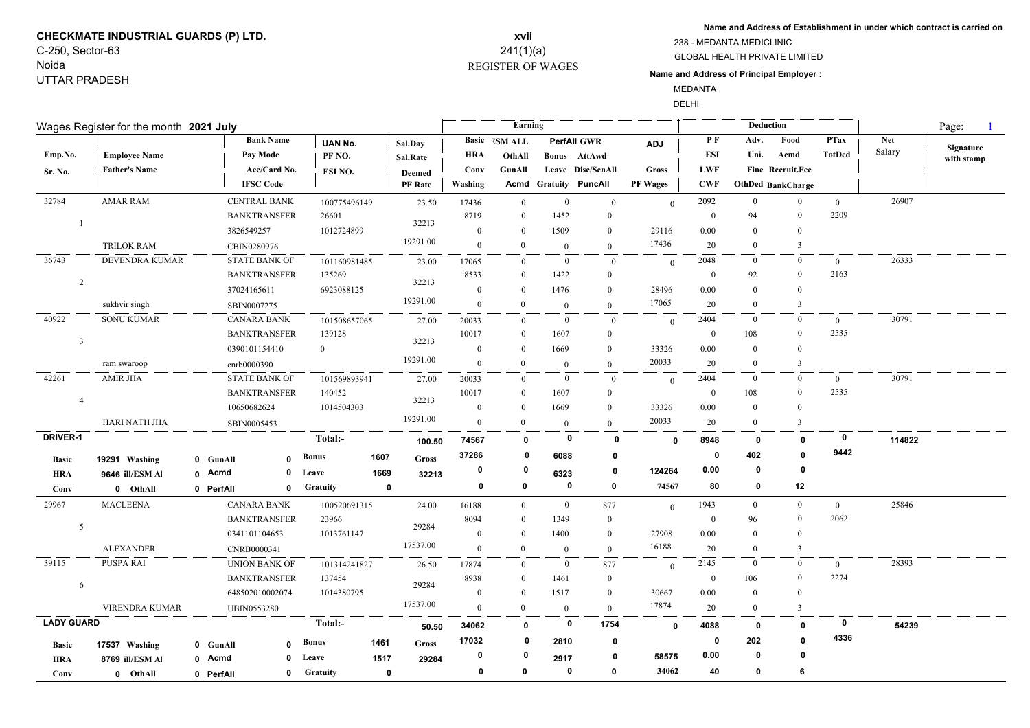**CHECKMATE INDUSTRIAL GUARDS (P) LTD.**
C-250, Sector-63
Noida
UTTAR PRADESH

**xvii**
241(1)(a)
REGISTER OF WAGES

**Name and Address of Establishment in under which contract is carried on**
238 - MEDANTA MEDICLINIC
GLOBAL HEALTH PRIVATE LIMITED

**Name and Address of Principal Employer :**
MEDANTA
DELHI

Wages Register for the month **2021 July**

| Emp.No. / Sr. No. | Employee Name / Father's Name | Bank Name / Pay Mode / Acc/Card No. / IFSC Code | UAN No. / PF NO. / ESI NO. | Sal.Day / Sal.Rate / Deemed PF Rate | Basic / HRA / Conv / Washing | ESM ALL / OthAll / GunAll / Acmd | PerfAll / Bonus / Leave / Gratuity | GWR / AttAwd / Disc/SenAll / PuncAll | ADJ / Gross / PF Wages | PF / ESI / LWF / CWF | Adv. / Uni. / Fine / OthDed | Food / Acmd / Recruit.Fee / BankCharge | PTax / TotDed | Net Salary | Signature with stamp |
|---|---|---|---|---|---|---|---|---|---|---|---|---|---|---|---|
| 32784 / 1 | AMAR RAM / TRILOK RAM | CENTRAL BANK / BANKTRANSFER / 3826549257 / CBIN0280976 | 100775496149 / 26601 / 1012724899 | 23.50 / 32213 / 19291.00 | 17436 / 8719 / 0 / 0 | 0 / 0 / 0 / 0 | 0 / 1452 / 1509 / 0 | 0 / 0 / 0 / 0 | 0 / 29116 / 17436 | 2092 / 0 / 0.00 / 20 | 0 / 94 / 0 / 0 | 0 / 0 / 0 / 3 | 0 / 2209 | 26907 | |
| 36743 / 2 | DEVENDRA KUMAR / sukhvir singh | STATE BANK OF / BANKTRANSFER / 37024165611 / SBIN0007275 | 101160981485 / 135269 / 6923088125 | 23.00 / 32213 / 19291.00 | 17065 / 8533 / 0 / 0 | 0 / 0 / 0 / 0 | 0 / 1422 / 1476 / 0 | 0 / 0 / 0 / 0 | 0 / 28496 / 17065 | 2048 / 0 / 0.00 / 20 | 0 / 92 / 0 / 0 | 0 / 0 / 0 / 3 | 0 / 2163 | 26333 | |
| 40922 / 3 | SONU KUMAR / ram swaroop | CANARA BANK / BANKTRANSFER / 0390101154410 / cnrb0000390 | 101508657065 / 139128 / 0 | 27.00 / 32213 / 19291.00 | 20033 / 10017 / 0 / 0 | 0 / 0 / 0 / 0 | 0 / 1607 / 1669 / 0 | 0 / 0 / 0 / 0 | 0 / 33326 / 20033 | 2404 / 0 / 0.00 / 20 | 0 / 108 / 0 / 0 | 0 / 0 / 0 / 3 | 0 / 2535 | 30791 | |
| 42261 / 4 | AMIR JHA / HARI NATH JHA | STATE BANK OF / BANKTRANSFER / 10650682624 / SBIN0005453 | 101569893941 / 140452 / 1014504303 | 27.00 / 32213 / 19291.00 | 20033 / 10017 / 0 / 0 | 0 / 0 / 0 / 0 | 0 / 1607 / 1669 / 0 | 0 / 0 / 0 / 0 | 0 / 33326 / 20033 | 2404 / 0 / 0.00 / 20 | 0 / 108 / 0 / 0 | 0 / 0 / 0 / 3 | 0 / 2535 | 30791 | |
| **DRIVER-1** | Basic 19291 / HRA 9646 / Conv 0 — Washing 0 / ill/ESM Al 0 / OthAll 0 | GunAll 0 / Acmd 0 / PerfAll 0 | **Total:-** Bonus 1607 / Leave 1669 / Gratuity 0 | 100.50 / Gross 32213 | 74567 / 37286 / 0 / 0 | 0 / 0 / 0 / 0 | 0 / 6088 / 6323 / 0 | 0 / 0 / 0 / 0 | 0 / 124264 / 74567 | 8948 / 0 / 0.00 / 80 | 0 / 402 / 0 / 0 | 0 / 0 / 0 / 12 | 0 / 9442 | 114822 | |
| 29967 / 5 | MACLEENA / ALEXANDER | CANARA BANK / BANKTRANSFER / 0341101104653 / CNRB0000341 | 100520691315 / 23966 / 1013761147 | 24.00 / 29284 / 17537.00 | 16188 / 8094 / 0 / 0 | 0 / 0 / 0 / 0 | 0 / 1349 / 1400 / 0 | 877 / 0 / 0 / 0 | 0 / 27908 / 16188 | 1943 / 0 / 0.00 / 20 | 0 / 96 / 0 / 0 | 0 / 0 / 0 / 3 | 0 / 2062 | 25846 | |
| 39115 / 6 | PUSPA RAI / VIRENDRA KUMAR | UNION BANK OF / BANKTRANSFER / 648502010002074 / UBIN0553280 | 101314241827 / 137454 / 1014380795 | 26.50 / 29284 / 17537.00 | 17874 / 8938 / 0 / 0 | 0 / 0 / 0 / 0 | 0 / 1461 / 1517 / 0 | 877 / 0 / 0 / 0 | 0 / 30667 / 17874 | 2145 / 0 / 0.00 / 20 | 0 / 106 / 0 / 0 | 0 / 0 / 0 / 3 | 0 / 2274 | 28393 | |
| **LADY GUARD** | Basic 17537 / HRA 8769 / Conv 0 — Washing 0 / ill/ESM Al 0 / OthAll 0 | GunAll 0 / Acmd 0 / PerfAll 0 | **Total:-** Bonus 1461 / Leave 1517 / Gratuity 0 | 50.50 / Gross 29284 | 34062 / 17032 / 0 / 0 | 0 / 0 / 0 / 0 | 0 / 2810 / 2917 / 0 | 1754 / 0 / 0 / 0 | 0 / 58575 / 34062 | 4088 / 0 / 0.00 / 40 | 0 / 202 / 0 / 0 | 0 / 0 / 0 / 6 | 0 / 4336 | 54239 | |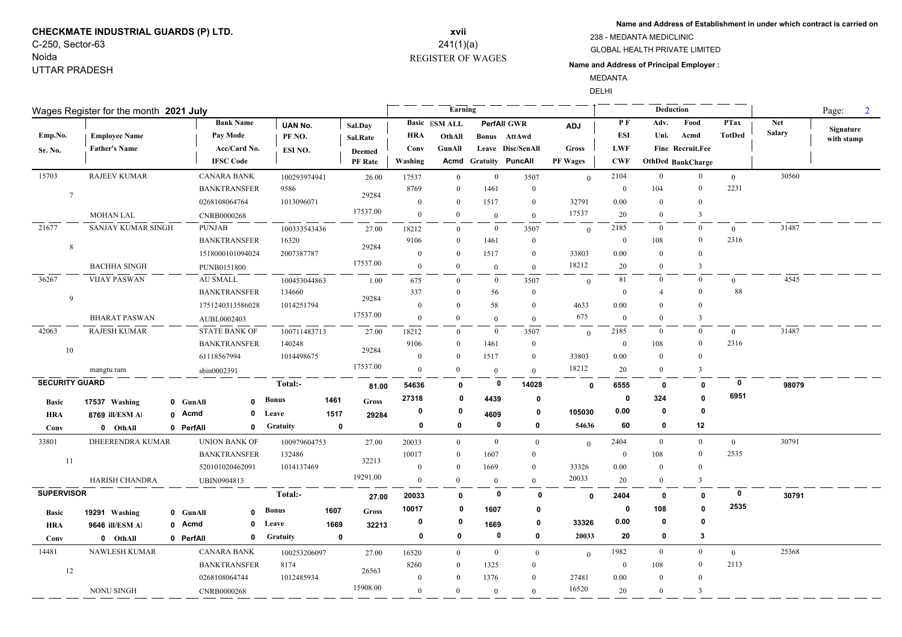**CHECKMATE INDUSTRIAL GUARDS (P) LTD.**
C-250, Sector-63
Noida
UTTAR PRADESH

**xvii**
241(1)(a)
REGISTER OF WAGES

**Name and Address of Establishment in under which contract is carried on**
238 - MEDANTA MEDICLINIC
GLOBAL HEALTH PRIVATE LIMITED

**Name and Address of Principal Employer :**
MEDANTA
DELHI

Wages Register for the month **2021 July**

| Emp.No. / Sr. No. | Employee Name / Father's Name | Bank Name / Pay Mode / Acc/Card No. / IFSC Code | UAN No. / PF NO. / ESI NO. | Sal.Day / Sal.Rate / Deemed PF Rate | Basic / HRA / Conv / Washing | ESM ALL / OthAll / GunAll / Acmd | PerfAll / Bonus / Leave / Gratuity | GWR / AttAwd / Disc/SenAll / PuncAll | ADJ / Gross / PF Wages | PF / ESI / LWF / CWF | Adv. / Uni. / Fine / OthDed | Food / Acmd / Recruit.Fee / BankCharge | PTax / TotDed | Net Salary | Signature with stamp |
|---|---|---|---|---|---|---|---|---|---|---|---|---|---|---|---|
| 15703 / 7 | RAJEEV KUMAR / MOHAN LAL | CANARA BANK / BANKTRANSFER / 0268108064764 / CNRB0000268 | 100293974941 / 9586 / 1013096071 | 26.00 / 29284 / 17537.00 | 17537 / 8769 / 0 / 0 | 0 / 0 / 0 / 0 | 0 / 1461 / 1517 / 0 | 3507 / 0 / 0 / 0 | 0 / 32791 / 17537 | 2104 / 0 / 0.00 / 20 | 0 / 104 / 0 / 0 | 0 / 0 / 0 / 3 | 0 / 2231 | 30560 | |
| 21677 / 8 | SANJAY KUMAR SINGH / BACHHA SINGH | PUNJAB / BANKTRANSFER / 1518000101094024 / PUNB0151800 | 100333543436 / 16320 / 2007387787 | 27.00 / 29284 / 17537.00 | 18212 / 9106 / 0 / 0 | 0 / 0 / 0 / 0 | 0 / 1461 / 1517 / 0 | 3507 / 0 / 0 / 0 | 0 / 33803 / 18212 | 2185 / 0 / 0.00 / 20 | 0 / 108 / 0 / 0 | 0 / 0 / 0 / 3 | 0 / 2316 | 31487 | |
| 36267 / 9 | VIJAY PASWAN / BHARAT PASWAN | AU SMALL / BANKTRANSFER / 1751240313586028 / AUBL0002403 | 100453044863 / 134660 / 1014251794 | 1.00 / 29284 / 17537.00 | 675 / 337 / 0 / 0 | 0 / 0 / 0 / 0 | 0 / 56 / 58 / 0 | 3507 / 0 / 0 / 0 | 0 / 4633 / 675 | 81 / 0 / 0.00 / 0 | 0 / 4 / 0 / 0 | 0 / 0 / 0 / 3 | 0 / 88 | 4545 | |
| 42063 / 10 | RAJESH KUMAR / mangtu ram | STATE BANK OF / BANKTRANSFER / 61118567994 / sbin0002391 | 100711483713 / 140248 / 1014498675 | 27.00 / 29284 / 17537.00 | 18212 / 9106 / 0 / 0 | 0 / 0 / 0 / 0 | 0 / 1461 / 1517 / 0 | 3507 / 0 / 0 / 0 | 0 / 33803 / 18212 | 2185 / 0 / 0.00 / 20 | 0 / 108 / 0 / 0 | 0 / 0 / 0 / 3 | 0 / 2316 | 31487 | |
| **SECURITY GUARD** | Basic 17537 Washing 0 GunAll 0 Bonus 1461 | HRA 8769 ill/ESM Al 0 Acmd 0 Leave 1517 | Conv 0 OthAll 0 PerfAll 0 Gratuity 0 | **Total:- 81.00** / Gross 29284 | **54636 / 27318 / 0 / 0** | **0 / 0 / 0 / 0** | **0 / 4439 / 4609 / 0** | **14028 / 0 / 0 / 0** | **0 / 105030 / 54636** | **6555 / 0 / 0.00 / 60** | **0 / 324 / 0 / 0** | **0 / 0 / 0 / 12** | **0 / 6951** | **98079** | |
| 33801 / 11 | DHEERENDRA KUMAR / HARISH CHANDRA | UNION BANK OF / BANKTRANSFER / 520101020462091 / UBIN0904813 | 100979604753 / 132486 / 1014137469 | 27.00 / 32213 / 19291.00 | 20033 / 10017 / 0 / 0 | 0 / 0 / 0 / 0 | 0 / 1607 / 1669 / 0 | 0 / 0 / 0 / 0 | 0 / 33326 / 20033 | 2404 / 0 / 0.00 / 20 | 0 / 108 / 0 / 0 | 0 / 0 / 0 / 3 | 0 / 2535 | 30791 | |
| **SUPERVISOR** | Basic 19291 Washing 0 GunAll 0 Bonus 1607 | HRA 9646 ill/ESM Al 0 Acmd 0 Leave 1669 | Conv 0 OthAll 0 PerfAll 0 Gratuity 0 | **Total:- 27.00** / Gross 32213 | **20033 / 10017 / 0 / 0** | **0 / 0 / 0 / 0** | **0 / 1607 / 1669 / 0** | **0 / 0 / 0 / 0** | **0 / 33326 / 20033** | **2404 / 0 / 0.00 / 20** | **0 / 108 / 0 / 0** | **0 / 0 / 0 / 3** | **0 / 2535** | **30791** | |
| 14481 / 12 | NAWLESH KUMAR / NONU SINGH | CANARA BANK / BANKTRANSFER / 0268108064744 / CNRB0000268 | 100253206097 / 8174 / 1012485934 | 27.00 / 26563 / 15908.00 | 16520 / 8260 / 0 / 0 | 0 / 0 / 0 / 0 | 0 / 1325 / 1376 / 0 | 0 / 0 / 0 / 0 | 0 / 27481 / 16520 | 1982 / 0 / 0.00 / 20 | 0 / 108 / 0 / 0 | 0 / 0 / 0 / 3 | 0 / 2113 | 25368 | |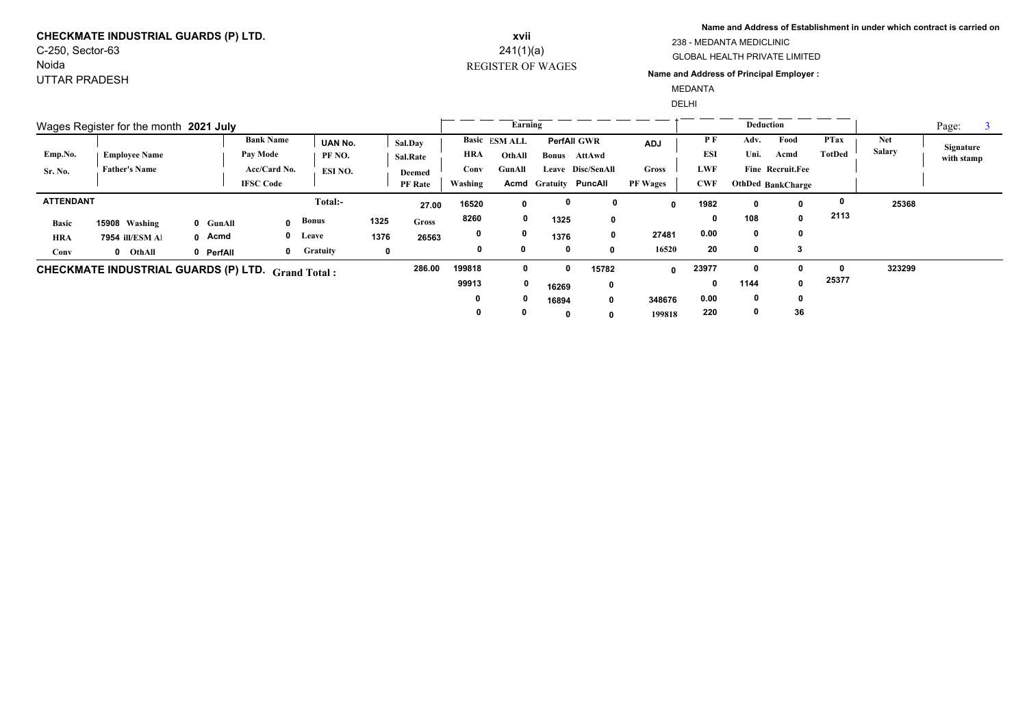**CHECKMATE INDUSTRIAL GUARDS (P) LTD.**
C-250, Sector-63
Noida
UTTAR PRADESH

**xvii**
241(1)(a)
REGISTER OF WAGES

**Name and Address of Establishment in under which contract is carried on**
238 - MEDANTA MEDICLINIC
GLOBAL HEALTH PRIVATE LIMITED

**Name and Address of Principal Employer :**
MEDANTA
DELHI

Wages Register for the month **2021 July**

| Emp.No. / Sr. No. | Employee Name / Father's Name | Bank Name / Pay Mode / Acc/Card No. / IFSC Code | UAN No. / PF NO. / ESI NO. | Sal.Day / Sal.Rate / Deemed / PF Rate | Basic / HRA / Conv / Washing | ESM ALL / OthAll / GunAll / Acmd | PerfAll / Bonus / Leave / Gratuity | GWR / AttAwd / Disc/SenAll / PuncAll | ADJ / Gross / PF Wages | PF / ESI / LWF / CWF | Adv. / Uni. / Fine / OthDed | Food / Acmd / Recruit.Fee / BankCharge | PTax / TotDed | Net Salary | Signature with stamp |
|---|---|---|---|---|---|---|---|---|---|---|---|---|---|---|---|
| **ATTENDANT** | | | Total:- | 27.00 | 16520 | 0 | 0 | 0 | 0 | 1982 | 0 | 0 | 0 | 25368 | |
| Basic 15908 | Washing 0 | GunAll 0 | Bonus 1325 | Gross | 8260 | 0 | 1325 | 0 | | 0 | 108 | 0 | 2113 | | |
| HRA 7954 | ill/ESM Al 0 | Acmd 0 | Leave 1376 | 26563 | 0 | 0 | 1376 | 0 | 27481 | 0.00 | 0 | 0 | | | |
| Conv 0 | OthAll 0 | PerfAll 0 | Gratuity 0 | | 0 | 0 | 0 | 0 | 16520 | 20 | 0 | 3 | | | |
| **CHECKMATE INDUSTRIAL GUARDS (P) LTD. Grand Total :** | | | | 286.00 | 199818 | 0 | 0 | 15782 | 0 | 23977 | 0 | 0 | 0 | 323299 | |
| | | | | | 99913 | 0 | 16269 | 0 | | 0 | 1144 | 0 | 25377 | | |
| | | | | | 0 | 0 | 16894 | 0 | 348676 | 0.00 | 0 | 0 | | | |
| | | | | | 0 | 0 | 0 | 0 | 199818 | 220 | 0 | 36 | | | |